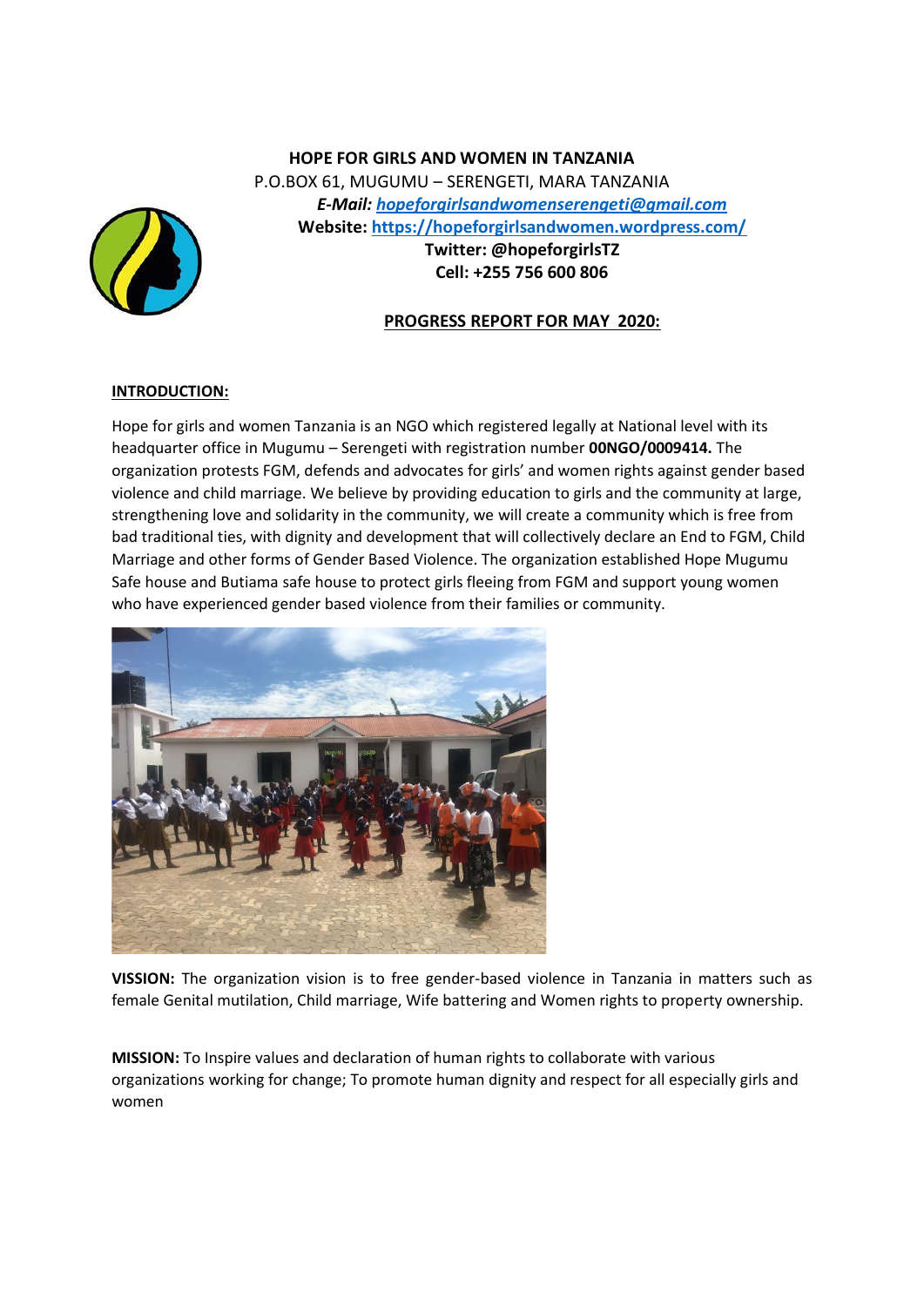**HOPE FOR GIRLS AND WOMEN IN TANZANIA**
P.O.BOX 61, MUGUMU – SERENGETI, MARA TANZANIA
***E-Mail:*** ***hopeforgirlsandwomenserengeti@gmail.com***
**Website:** **https://hopeforgirlsandwomen.wordpress.com/**
**Twitter: @hopeforgirlsTZ**
**Cell: +255 756 600 806**

**PROGRESS REPORT FOR MAY 2020:**

## INTRODUCTION:

Hope for girls and women Tanzania is an NGO which registered legally at National level with its headquarter office in Mugumu – Serengeti with registration number **00NGO/0009414.** The organization protests FGM, defends and advocates for girls' and women rights against gender based violence and child marriage. We believe by providing education to girls and the community at large, strengthening love and solidarity in the community, we will create a community which is free from bad traditional ties, with dignity and development that will collectively declare an End to FGM, Child Marriage and other forms of Gender Based Violence. The organization established Hope Mugumu Safe house and Butiama safe house to protect girls fleeing from FGM and support young women who have experienced gender based violence from their families or community.

**VISSION:** The organization vision is to free gender-based violence in Tanzania in matters such as female Genital mutilation, Child marriage, Wife battering and Women rights to property ownership.

**MISSION:** To Inspire values and declaration of human rights to collaborate with various organizations working for change; To promote human dignity and respect for all especially girls and women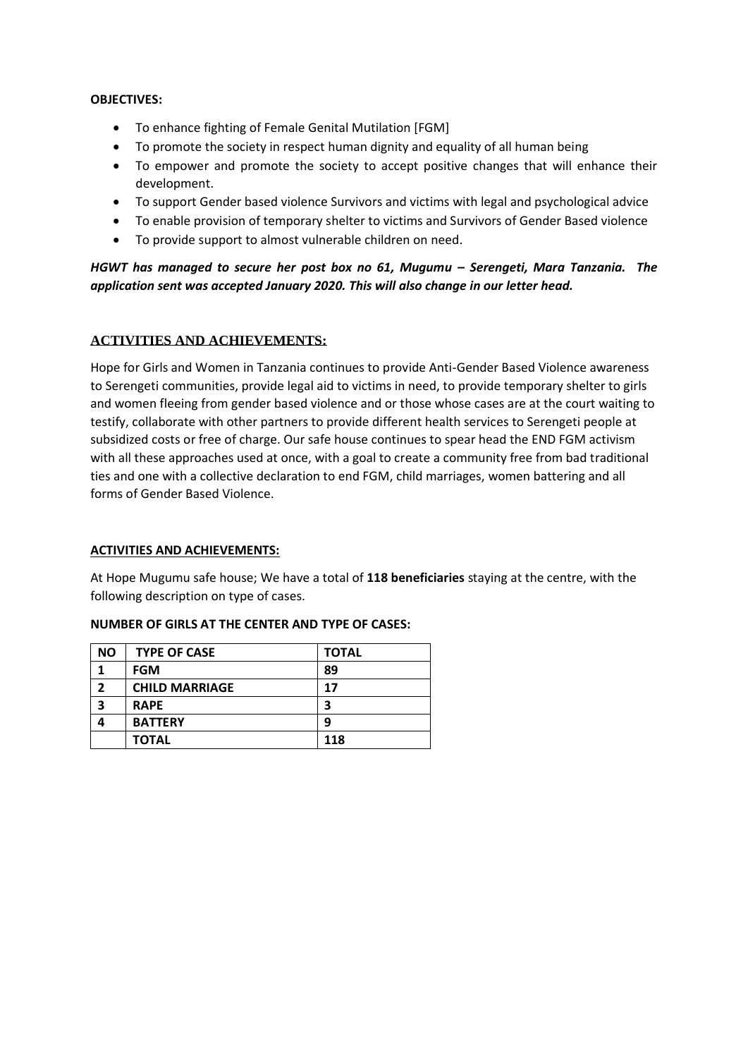**OBJECTIVES:**

- To enhance fighting of Female Genital Mutilation [FGM]
- To promote the society in respect human dignity and equality of all human being
- To empower and promote the society to accept positive changes that will enhance their development.
- To support Gender based violence Survivors and victims with legal and psychological advice
- To enable provision of temporary shelter to victims and Survivors of Gender Based violence
- To provide support to almost vulnerable children on need.

***HGWT has managed to secure her post box no 61, Mugumu – Serengeti, Mara Tanzania. The application sent was accepted January 2020. This will also change in our letter head.***

## ACTIVITIES AND ACHIEVEMENTS:

Hope for Girls and Women in Tanzania continues to provide Anti-Gender Based Violence awareness to Serengeti communities, provide legal aid to victims in need, to provide temporary shelter to girls and women fleeing from gender based violence and or those whose cases are at the court waiting to testify, collaborate with other partners to provide different health services to Serengeti people at subsidized costs or free of charge. Our safe house continues to spear head the END FGM activism with all these approaches used at once, with a goal to create a community free from bad traditional ties and one with a collective declaration to end FGM, child marriages, women battering and all forms of Gender Based Violence.

**ACTIVITIES AND ACHIEVEMENTS:**

At Hope Mugumu safe house; We have a total of **118 beneficiaries** staying at the centre, with the following description on type of cases.

**NUMBER OF GIRLS AT THE CENTER AND TYPE OF CASES:**

| NO | TYPE OF CASE | TOTAL |
|---|---|---|
| 1 | FGM | 89 |
| 2 | CHILD MARRIAGE | 17 |
| 3 | RAPE | 3 |
| 4 | BATTERY | 9 |
| | TOTAL | 118 |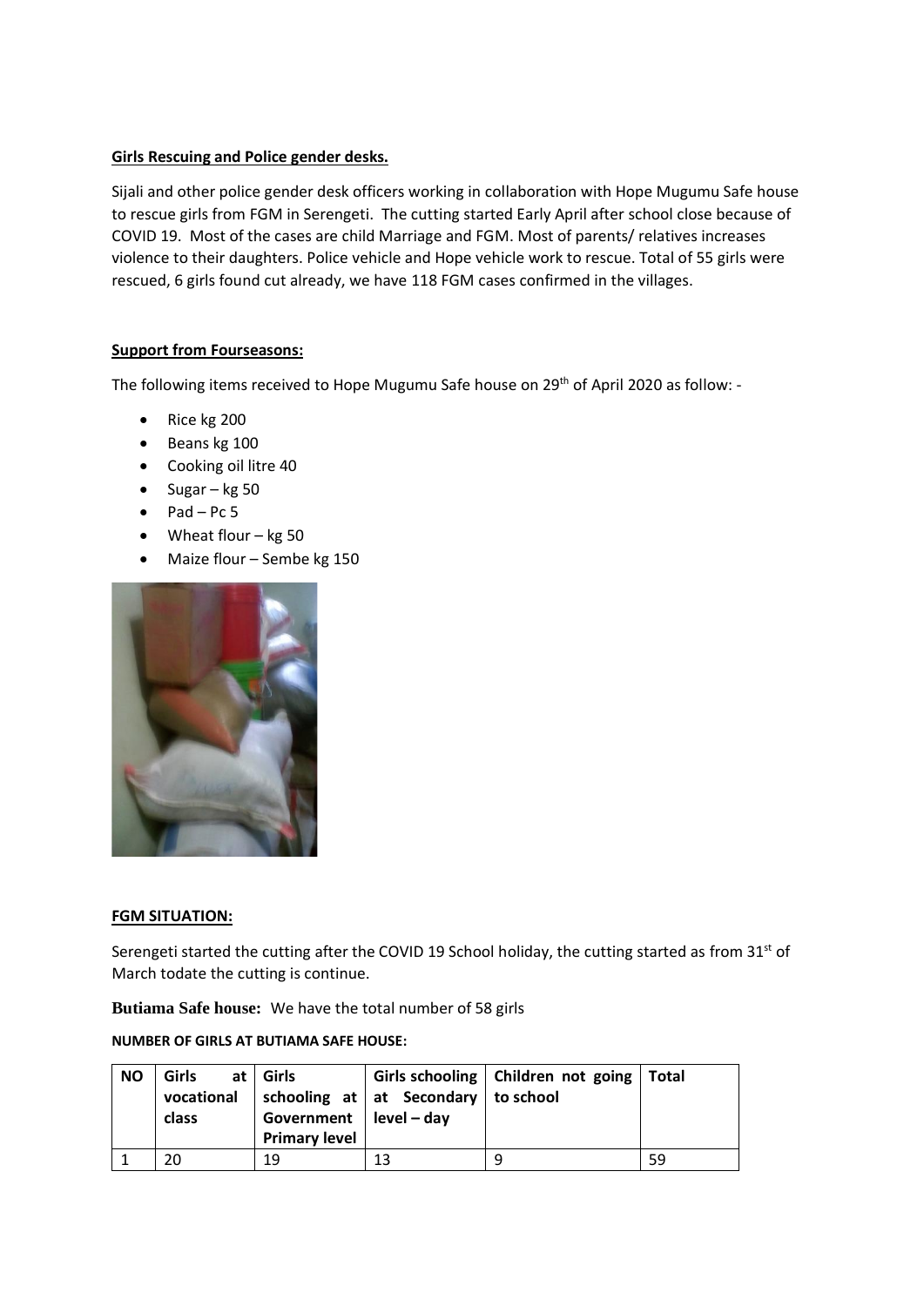**Girls Rescuing and Police gender desks.**

Sijali and other police gender desk officers working in collaboration with Hope Mugumu Safe house to rescue girls from FGM in Serengeti. The cutting started Early April after school close because of COVID 19. Most of the cases are child Marriage and FGM. Most of parents/ relatives increases violence to their daughters. Police vehicle and Hope vehicle work to rescue. Total of 55 girls were rescued, 6 girls found cut already, we have 118 FGM cases confirmed in the villages.

**Support from Fourseasons:**

The following items received to Hope Mugumu Safe house on 29th of April 2020 as follow: -

- Rice kg 200
- Beans kg 100
- Cooking oil litre 40
- Sugar – kg 50
- Pad – Pc 5
- Wheat flour – kg 50
- Maize flour – Sembe kg 150

**FGM SITUATION:**

Serengeti started the cutting after the COVID 19 School holiday, the cutting started as from 31st of March todate the cutting is continue.

**Butiama Safe house:** We have the total number of 58 girls

**NUMBER OF GIRLS AT BUTIAMA SAFE HOUSE:**

| NO | Girls at vocational class | Girls schooling at Government Primary level | Girls schooling at Secondary level – day | Children not going to school | Total |
|---|---|---|---|---|---|
| 1 | 20 | 19 | 13 | 9 | 59 |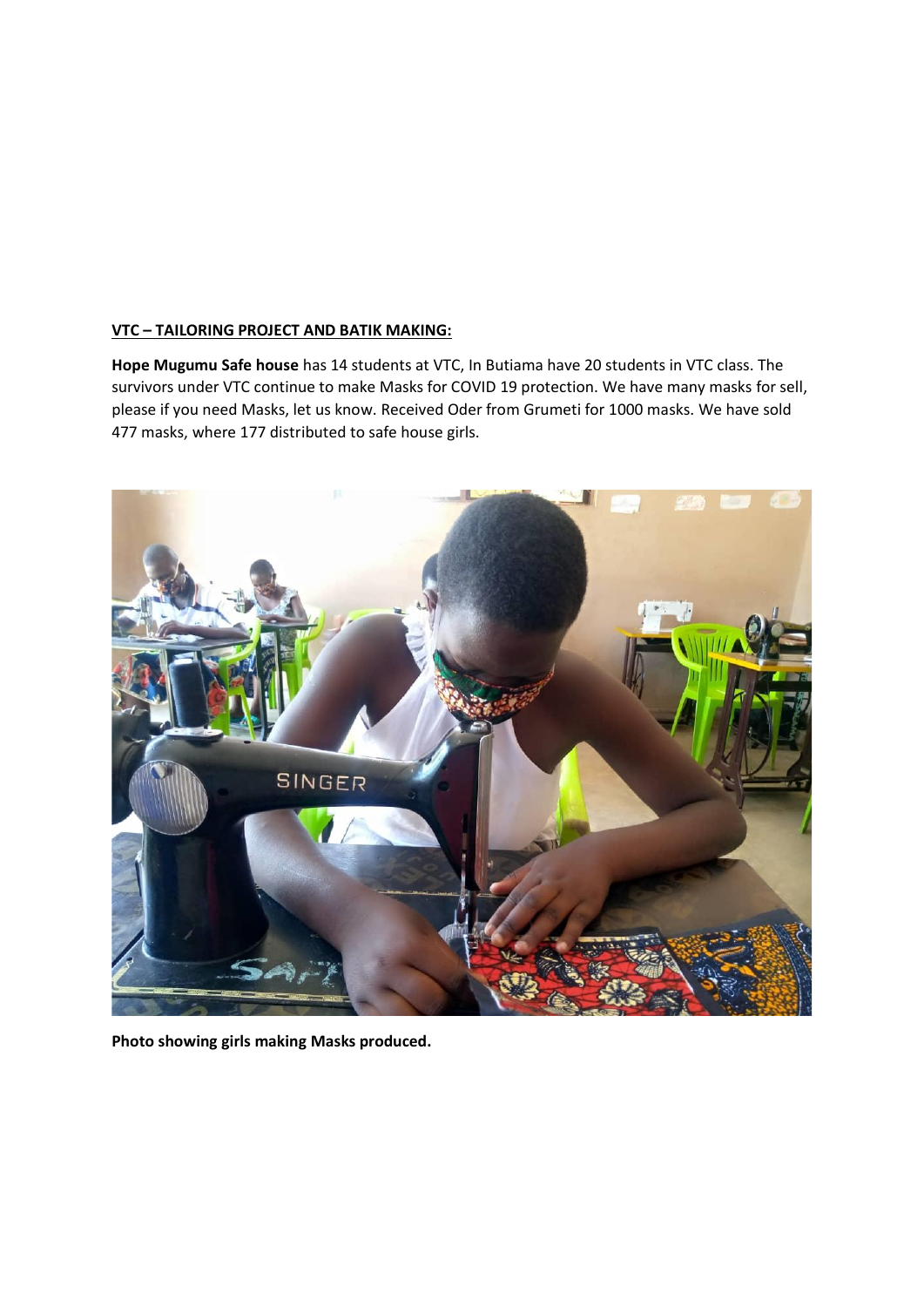**VTC – TAILORING PROJECT AND BATIK MAKING:**

**Hope Mugumu Safe house** has 14 students at VTC, In Butiama have 20 students in VTC class. The survivors under VTC continue to make Masks for COVID 19 protection. We have many masks for sell, please if you need Masks, let us know. Received Oder from Grumeti for 1000 masks. We have sold 477 masks, where 177 distributed to safe house girls.

**Photo showing girls making Masks produced.**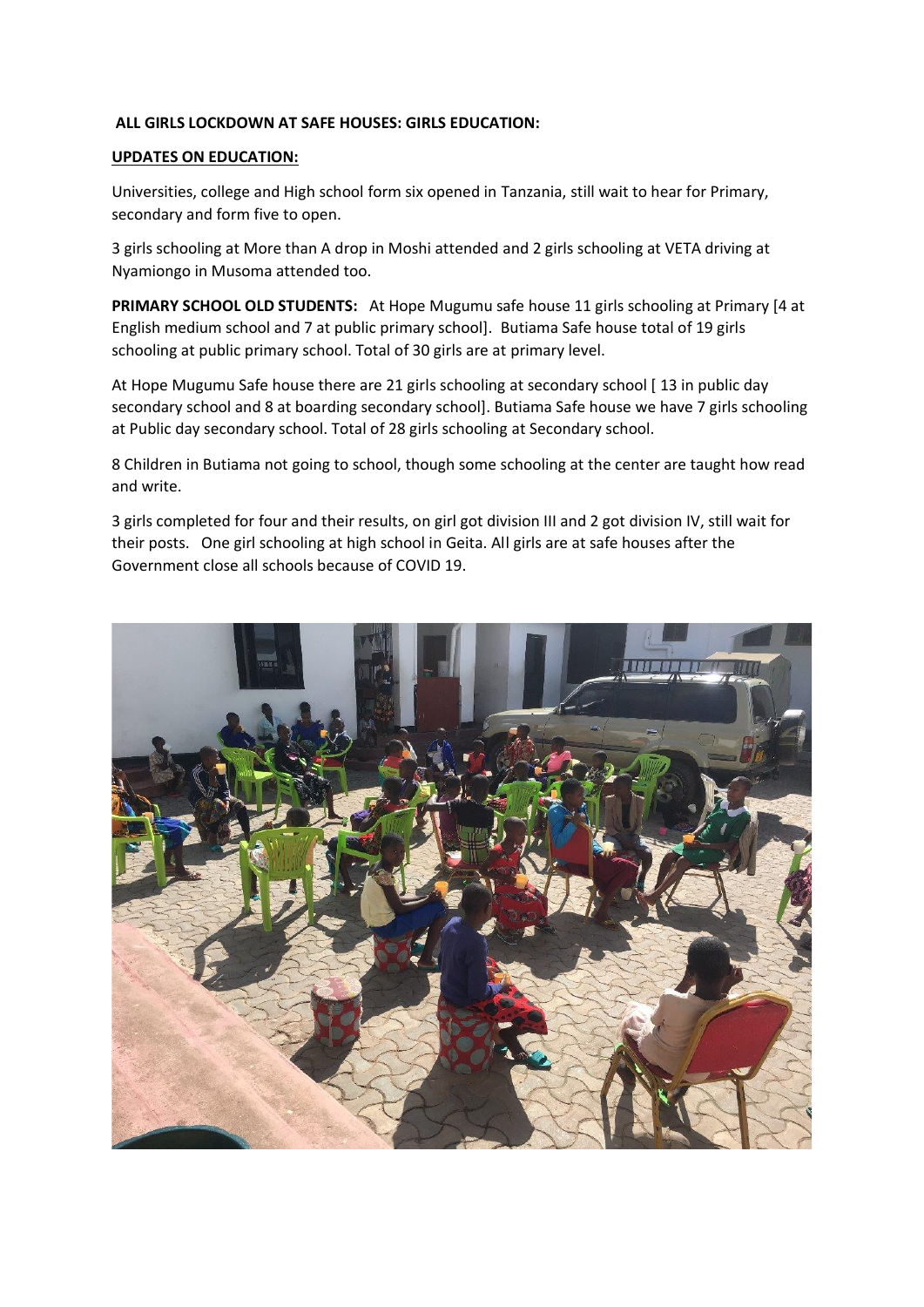**ALL GIRLS LOCKDOWN AT SAFE HOUSES: GIRLS EDUCATION:**

**UPDATES ON EDUCATION:**

Universities, college and High school form six opened in Tanzania, still wait to hear for Primary, secondary and form five to open.

3 girls schooling at More than A drop in Moshi attended and 2 girls schooling at VETA driving at Nyamiongo in Musoma attended too.

**PRIMARY SCHOOL OLD STUDENTS:** At Hope Mugumu safe house 11 girls schooling at Primary [4 at English medium school and 7 at public primary school]. Butiama Safe house total of 19 girls schooling at public primary school. Total of 30 girls are at primary level.

At Hope Mugumu Safe house there are 21 girls schooling at secondary school [ 13 in public day secondary school and 8 at boarding secondary school]. Butiama Safe house we have 7 girls schooling at Public day secondary school. Total of 28 girls schooling at Secondary school.

8 Children in Butiama not going to school, though some schooling at the center are taught how read and write.

3 girls completed for four and their results, on girl got division III and 2 got division IV, still wait for their posts. One girl schooling at high school in Geita. All girls are at safe houses after the Government close all schools because of COVID 19.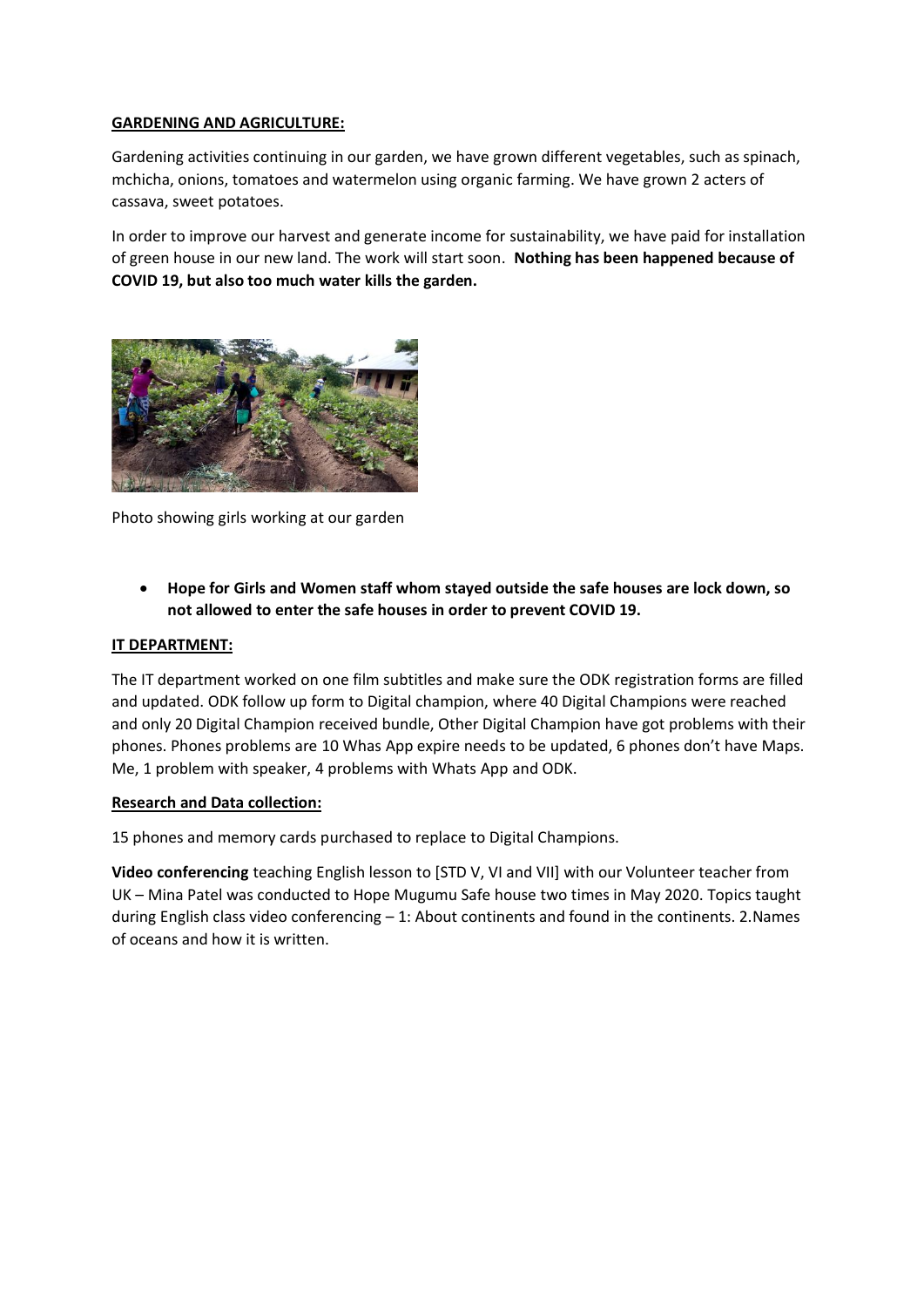**GARDENING AND AGRICULTURE:**

Gardening activities continuing in our garden, we have grown different vegetables, such as spinach, mchicha, onions, tomatoes and watermelon using organic farming. We have grown 2 acters of cassava, sweet potatoes.

In order to improve our harvest and generate income for sustainability, we have paid for installation of green house in our new land. The work will start soon. **Nothing has been happened because of COVID 19, but also too much water kills the garden.**

Photo showing girls working at our garden

- **Hope for Girls and Women staff whom stayed outside the safe houses are lock down, so not allowed to enter the safe houses in order to prevent COVID 19.**

**IT DEPARTMENT:**

The IT department worked on one film subtitles and make sure the ODK registration forms are filled and updated. ODK follow up form to Digital champion, where 40 Digital Champions were reached and only 20 Digital Champion received bundle, Other Digital Champion have got problems with their phones. Phones problems are 10 Whas App expire needs to be updated, 6 phones don't have Maps. Me, 1 problem with speaker, 4 problems with Whats App and ODK.

**Research and Data collection:**

15 phones and memory cards purchased to replace to Digital Champions.

**Video conferencing** teaching English lesson to [STD V, VI and VII] with our Volunteer teacher from UK – Mina Patel was conducted to Hope Mugumu Safe house two times in May 2020. Topics taught during English class video conferencing – 1: About continents and found in the continents. 2.Names of oceans and how it is written.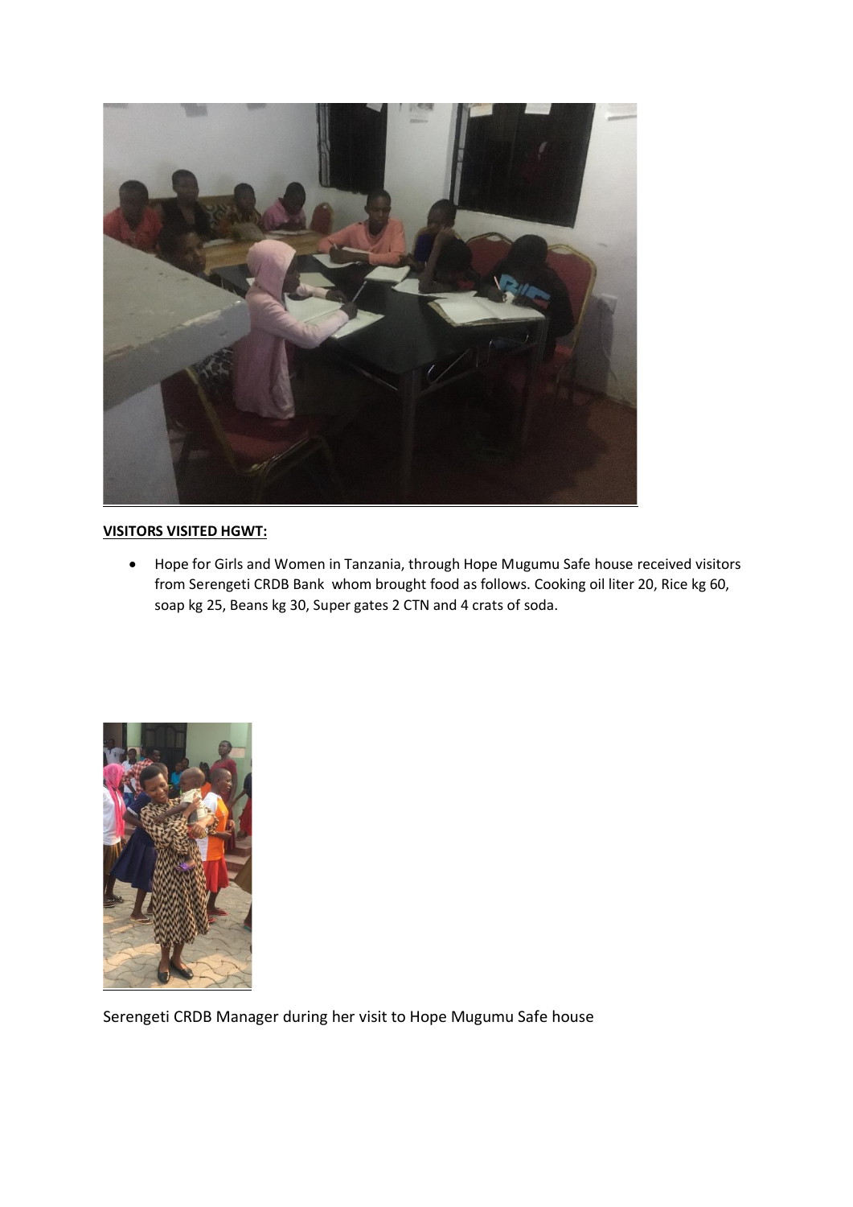**VISITORS VISITED HGWT:**

- Hope for Girls and Women in Tanzania, through Hope Mugumu Safe house received visitors from Serengeti CRDB Bank whom brought food as follows. Cooking oil liter 20, Rice kg 60, soap kg 25, Beans kg 30, Super gates 2 CTN and 4 crats of soda.

Serengeti CRDB Manager during her visit to Hope Mugumu Safe house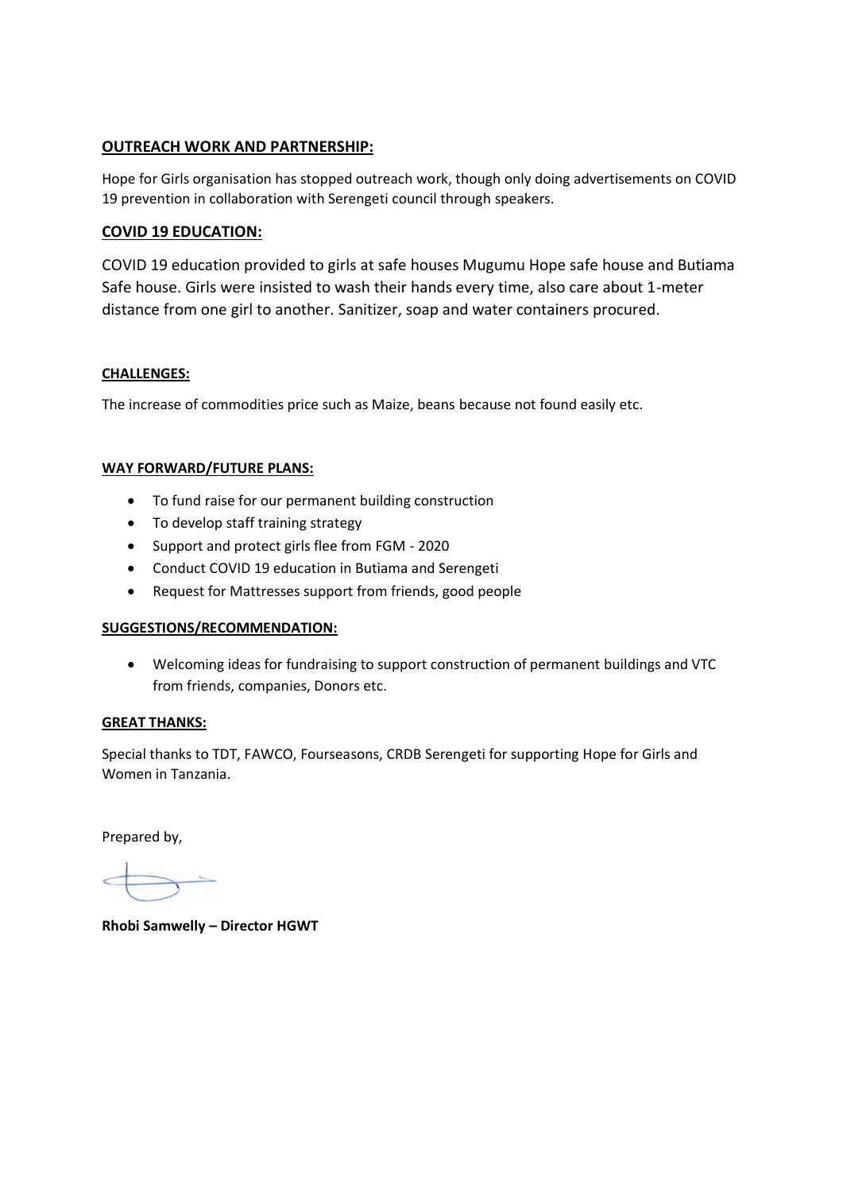## OUTREACH WORK AND PARTNERSHIP:

Hope for Girls organisation has stopped outreach work, though only doing advertisements on COVID 19 prevention in collaboration with Serengeti council through speakers.

## COVID 19 EDUCATION:

COVID 19 education provided to girls at safe houses Mugumu Hope safe house and Butiama Safe house. Girls were insisted to wash their hands every time, also care about 1-meter distance from one girl to another. Sanitizer, soap and water containers procured.

### CHALLENGES:

The increase of commodities price such as Maize, beans because not found easily etc.

### WAY FORWARD/FUTURE PLANS:

- To fund raise for our permanent building construction
- To develop staff training strategy
- Support and protect girls flee from FGM - 2020
- Conduct COVID 19 education in Butiama and Serengeti
- Request for Mattresses support from friends, good people

### SUGGESTIONS/RECOMMENDATION:

- Welcoming ideas for fundraising to support construction of permanent buildings and VTC from friends, companies, Donors etc.

### GREAT THANKS:

Special thanks to TDT, FAWCO, Fourseasons, CRDB Serengeti for supporting Hope for Girls and Women in Tanzania.

Prepared by,

**Rhobi Samwelly – Director HGWT**